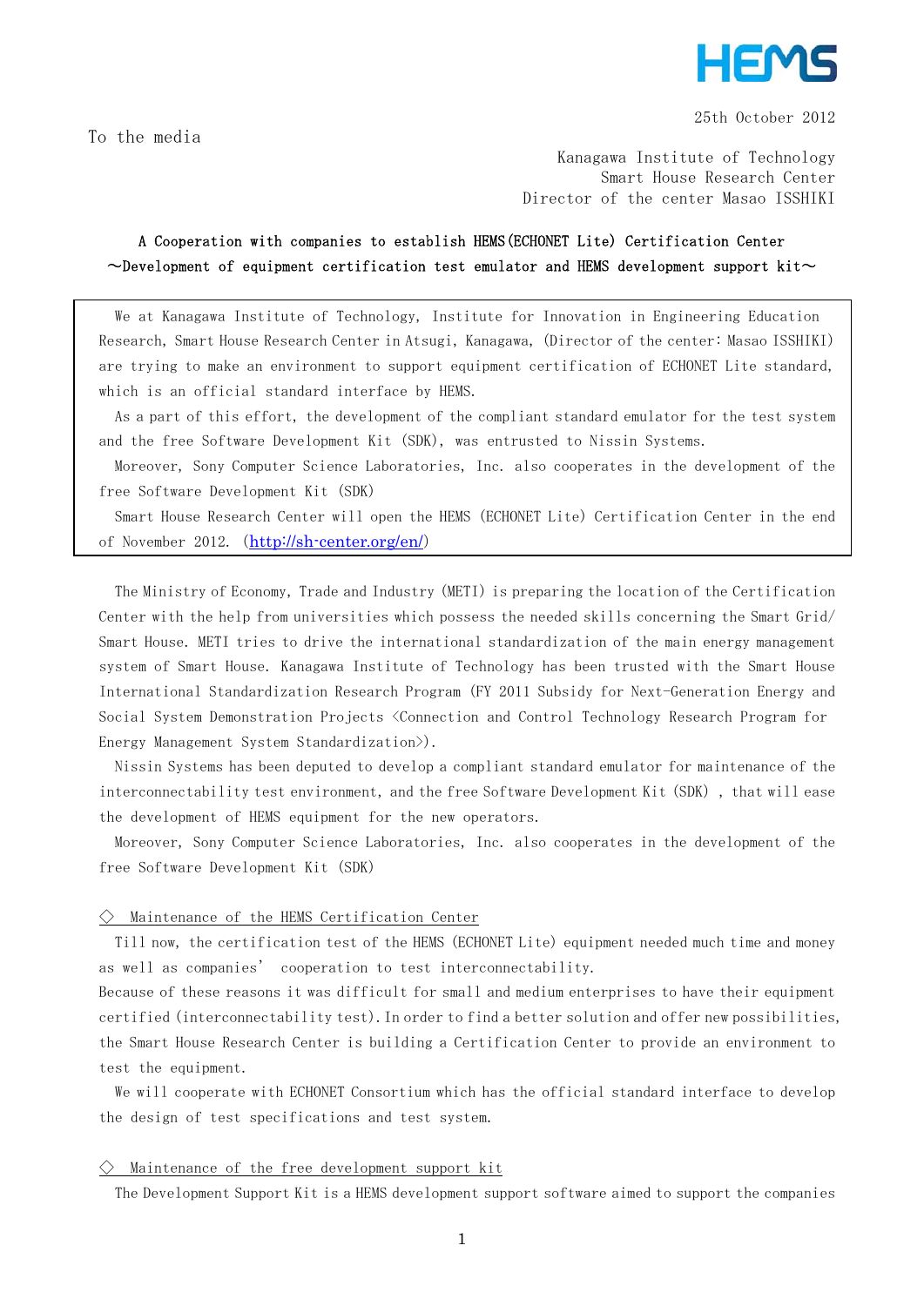HEMS

25th October 2012

To the media

Kanagawa Institute of Technology
Smart House Research Center
Director of the center Masao ISSHIKI

## A Cooperation with companies to establish HEMS(ECHONET Lite) Certification Center
## ～Development of equipment certification test emulator and HEMS development support kit～

We at Kanagawa Institute of Technology, Institute for Innovation in Engineering Education Research, Smart House Research Center in Atsugi, Kanagawa, (Director of the center: Masao ISSHIKI) are trying to make an environment to support equipment certification of ECHONET Lite standard, which is an official standard interface by HEMS.

As a part of this effort, the development of the compliant standard emulator for the test system and the free Software Development Kit (SDK), was entrusted to Nissin Systems.

Moreover, Sony Computer Science Laboratories, Inc. also cooperates in the development of the free Software Development Kit (SDK)

Smart House Research Center will open the HEMS (ECHONET Lite) Certification Center in the end of November 2012. (http://sh-center.org/en/)

The Ministry of Economy, Trade and Industry (METI) is preparing the location of the Certification Center with the help from universities which possess the needed skills concerning the Smart Grid/ Smart House. METI tries to drive the international standardization of the main energy management system of Smart House. Kanagawa Institute of Technology has been trusted with the Smart House International Standardization Research Program (FY 2011 Subsidy for Next-Generation Energy and Social System Demonstration Projects <Connection and Control Technology Research Program for Energy Management System Standardization>).

Nissin Systems has been deputed to develop a compliant standard emulator for maintenance of the interconnectability test environment, and the free Software Development Kit (SDK) , that will ease the development of HEMS equipment for the new operators.

Moreover, Sony Computer Science Laboratories, Inc. also cooperates in the development of the free Software Development Kit (SDK)

### ◇ Maintenance of the HEMS Certification Center

Till now, the certification test of the HEMS (ECHONET Lite) equipment needed much time and money as well as companies' cooperation to test interconnectability.
Because of these reasons it was difficult for small and medium enterprises to have their equipment certified (interconnectability test). In order to find a better solution and offer new possibilities, the Smart House Research Center is building a Certification Center to provide an environment to test the equipment.

We will cooperate with ECHONET Consortium which has the official standard interface to develop the design of test specifications and test system.

### ◇ Maintenance of the free development support kit

The Development Support Kit is a HEMS development support software aimed to support the companies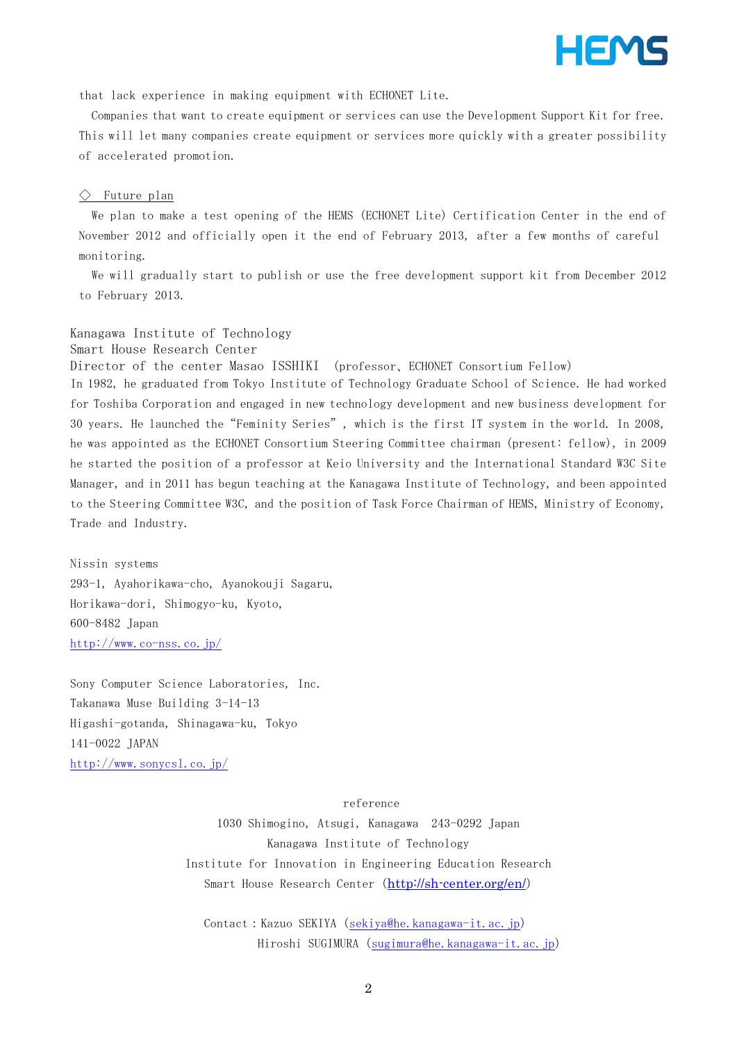that lack experience in making equipment with ECHONET Lite.

Companies that want to create equipment or services can use the Development Support Kit for free. This will let many companies create equipment or services more quickly with a greater possibility of accelerated promotion.

◇ Future plan

We plan to make a test opening of the HEMS (ECHONET Lite) Certification Center in the end of November 2012 and officially open it the end of February 2013, after a few months of careful monitoring.

We will gradually start to publish or use the free development support kit from December 2012 to February 2013.

Kanagawa Institute of Technology
Smart House Research Center
Director of the center Masao ISSHIKI (professor、ECHONET Consortium Fellow)
In 1982, he graduated from Tokyo Institute of Technology Graduate School of Science. He had worked for Toshiba Corporation and engaged in new technology development and new business development for 30 years. He launched the "Feminity Series", which is the first IT system in the world. In 2008, he was appointed as the ECHONET Consortium Steering Committee chairman (present: fellow), in 2009 he started the position of a professor at Keio University and the International Standard W3C Site Manager, and in 2011 has begun teaching at the Kanagawa Institute of Technology, and been appointed to the Steering Committee W3C, and the position of Task Force Chairman of HEMS, Ministry of Economy, Trade and Industry.

Nissin systems
293-1, Ayahorikawa-cho, Ayanokouji Sagaru,
Horikawa-dori, Shimogyo-ku, Kyoto,
600-8482 Japan
http://www.co-nss.co.jp/

Sony Computer Science Laboratories, Inc.
Takanawa Muse Building 3-14-13
Higashi-gotanda, Shinagawa-ku, Tokyo
141-0022 JAPAN
http://www.sonycsl.co.jp/

reference
1030 Shimogino, Atsugi, Kanagawa 243-0292 Japan
Kanagawa Institute of Technology
Institute for Innovation in Engineering Education Research
Smart House Research Center (http://sh-center.org/en/)

Contact : Kazuo SEKIYA (sekiya@he.kanagawa-it.ac.jp)
Hiroshi SUGIMURA (sugimura@he.kanagawa-it.ac.jp)